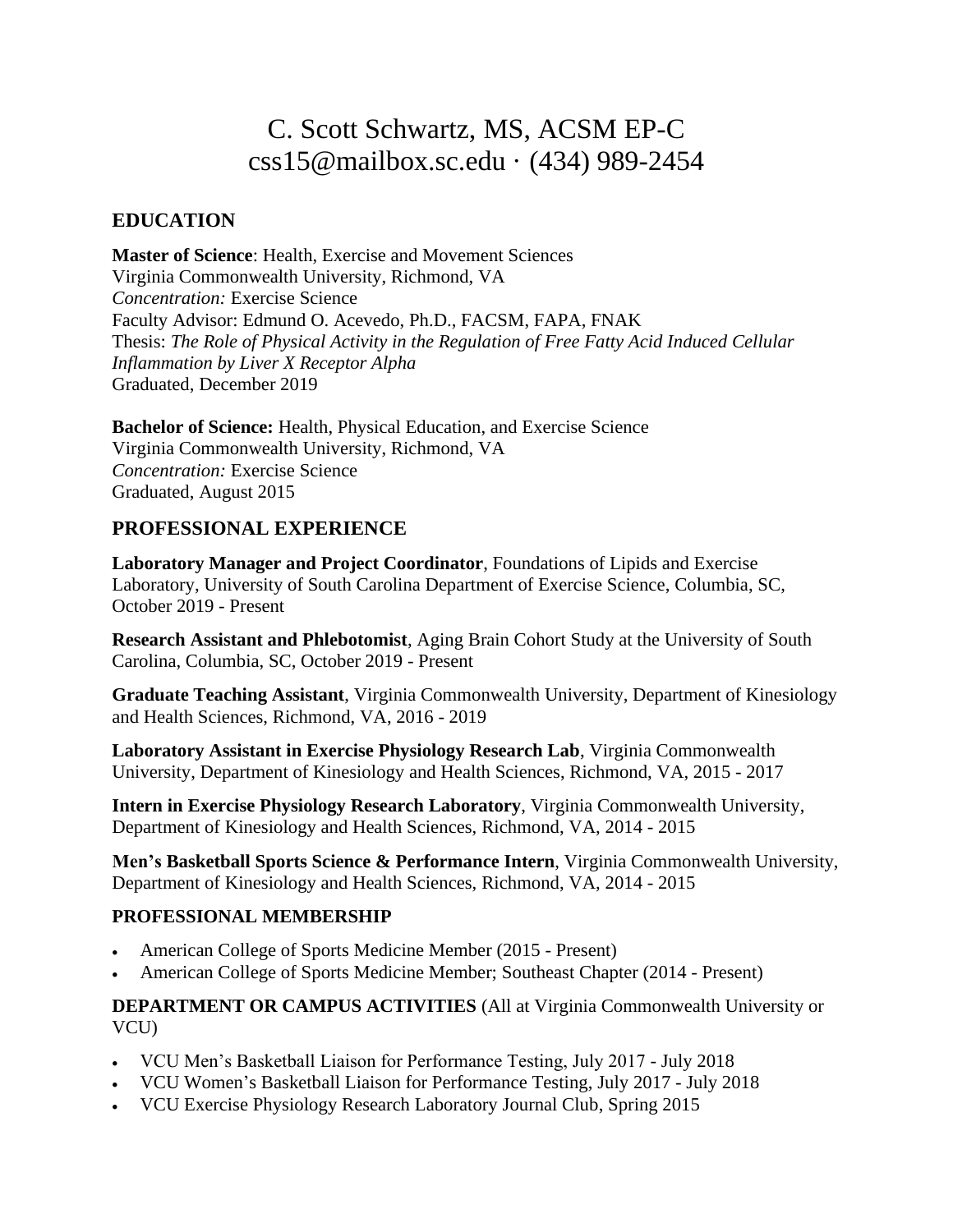# C. Scott Schwartz, MS, ACSM EP-C
css15@mailbox.sc.edu · (434) 989-2454

## EDUCATION

**Master of Science**: Health, Exercise and Movement Sciences
Virginia Commonwealth University, Richmond, VA
*Concentration:* Exercise Science
Faculty Advisor: Edmund O. Acevedo, Ph.D., FACSM, FAPA, FNAK
Thesis: *The Role of Physical Activity in the Regulation of Free Fatty Acid Induced Cellular Inflammation by Liver X Receptor Alpha*
Graduated, December 2019

**Bachelor of Science:** Health, Physical Education, and Exercise Science
Virginia Commonwealth University, Richmond, VA
*Concentration:* Exercise Science
Graduated, August 2015

## PROFESSIONAL EXPERIENCE

**Laboratory Manager and Project Coordinator**, Foundations of Lipids and Exercise Laboratory, University of South Carolina Department of Exercise Science, Columbia, SC, October 2019 - Present

**Research Assistant and Phlebotomist**, Aging Brain Cohort Study at the University of South Carolina, Columbia, SC, October 2019 - Present

**Graduate Teaching Assistant**, Virginia Commonwealth University, Department of Kinesiology and Health Sciences, Richmond, VA, 2016 - 2019

**Laboratory Assistant in Exercise Physiology Research Lab**, Virginia Commonwealth University, Department of Kinesiology and Health Sciences, Richmond, VA, 2015 - 2017

**Intern in Exercise Physiology Research Laboratory**, Virginia Commonwealth University, Department of Kinesiology and Health Sciences, Richmond, VA, 2014 - 2015

**Men's Basketball Sports Science & Performance Intern**, Virginia Commonwealth University, Department of Kinesiology and Health Sciences, Richmond, VA, 2014 - 2015

### PROFESSIONAL MEMBERSHIP

- American College of Sports Medicine Member (2015 - Present)
- American College of Sports Medicine Member; Southeast Chapter (2014 - Present)

**DEPARTMENT OR CAMPUS ACTIVITIES** (All at Virginia Commonwealth University or VCU)

- VCU Men's Basketball Liaison for Performance Testing, July 2017 - July 2018
- VCU Women's Basketball Liaison for Performance Testing, July 2017 - July 2018
- VCU Exercise Physiology Research Laboratory Journal Club, Spring 2015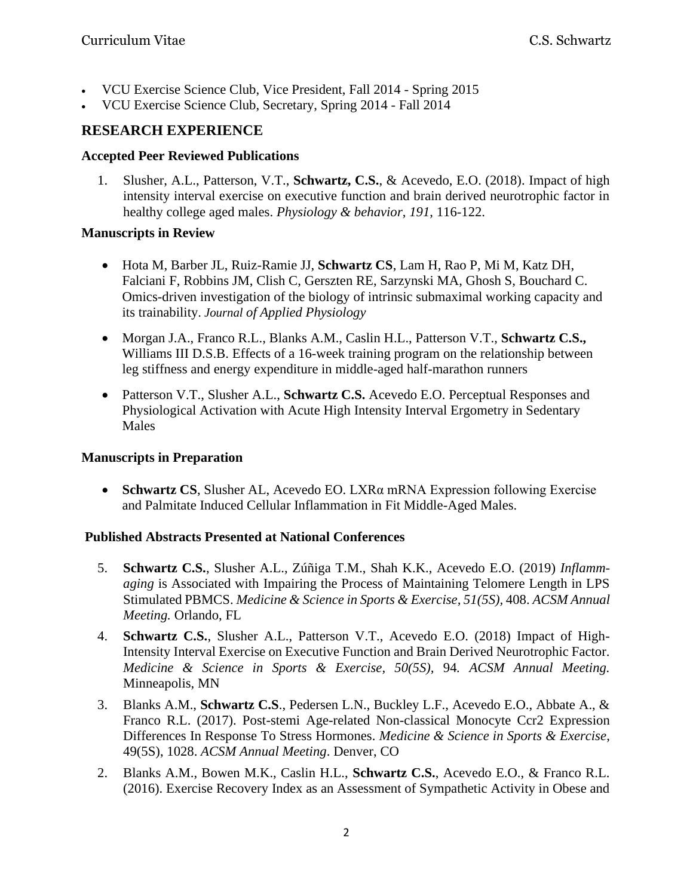- VCU Exercise Science Club, Vice President, Fall 2014 - Spring 2015
- VCU Exercise Science Club, Secretary, Spring 2014 - Fall 2014

## RESEARCH EXPERIENCE

### Accepted Peer Reviewed Publications

1. Slusher, A.L., Patterson, V.T., **Schwartz, C.S.**, & Acevedo, E.O. (2018). Impact of high intensity interval exercise on executive function and brain derived neurotrophic factor in healthy college aged males. *Physiology & behavior*, *191*, 116-122.

### Manuscripts in Review

- Hota M, Barber JL, Ruiz-Ramie JJ, **Schwartz CS**, Lam H, Rao P, Mi M, Katz DH, Falciani F, Robbins JM, Clish C, Gerszten RE, Sarzynski MA, Ghosh S, Bouchard C. Omics-driven investigation of the biology of intrinsic submaximal working capacity and its trainability. *Journal of Applied Physiology*
- Morgan J.A., Franco R.L., Blanks A.M., Caslin H.L., Patterson V.T., **Schwartz C.S.,** Williams III D.S.B. Effects of a 16-week training program on the relationship between leg stiffness and energy expenditure in middle-aged half-marathon runners
- Patterson V.T., Slusher A.L., **Schwartz C.S.** Acevedo E.O. Perceptual Responses and Physiological Activation with Acute High Intensity Interval Ergometry in Sedentary Males

### Manuscripts in Preparation

- **Schwartz CS**, Slusher AL, Acevedo EO. LXRα mRNA Expression following Exercise and Palmitate Induced Cellular Inflammation in Fit Middle-Aged Males.

### Published Abstracts Presented at National Conferences

5. **Schwartz C.S.**, Slusher A.L., Zúñiga T.M., Shah K.K., Acevedo E.O. (2019) *Inflamm-aging* is Associated with Impairing the Process of Maintaining Telomere Length in LPS Stimulated PBMCS. *Medicine & Science in Sports & Exercise, 51(5S),* 408. *ACSM Annual Meeting.* Orlando, FL
4. **Schwartz C.S.**, Slusher A.L., Patterson V.T., Acevedo E.O. (2018) Impact of High-Intensity Interval Exercise on Executive Function and Brain Derived Neurotrophic Factor. *Medicine & Science in Sports & Exercise, 50(5S),* 94*. ACSM Annual Meeting.* Minneapolis, MN
3. Blanks A.M., **Schwartz C.S**., Pedersen L.N., Buckley L.F., Acevedo E.O., Abbate A., & Franco R.L. (2017). Post-stemi Age-related Non-classical Monocyte Ccr2 Expression Differences In Response To Stress Hormones. *Medicine & Science in Sports & Exercise*, 49(5S), 1028. *ACSM Annual Meeting*. Denver, CO
2. Blanks A.M., Bowen M.K., Caslin H.L., **Schwartz C.S.**, Acevedo E.O., & Franco R.L. (2016). Exercise Recovery Index as an Assessment of Sympathetic Activity in Obese and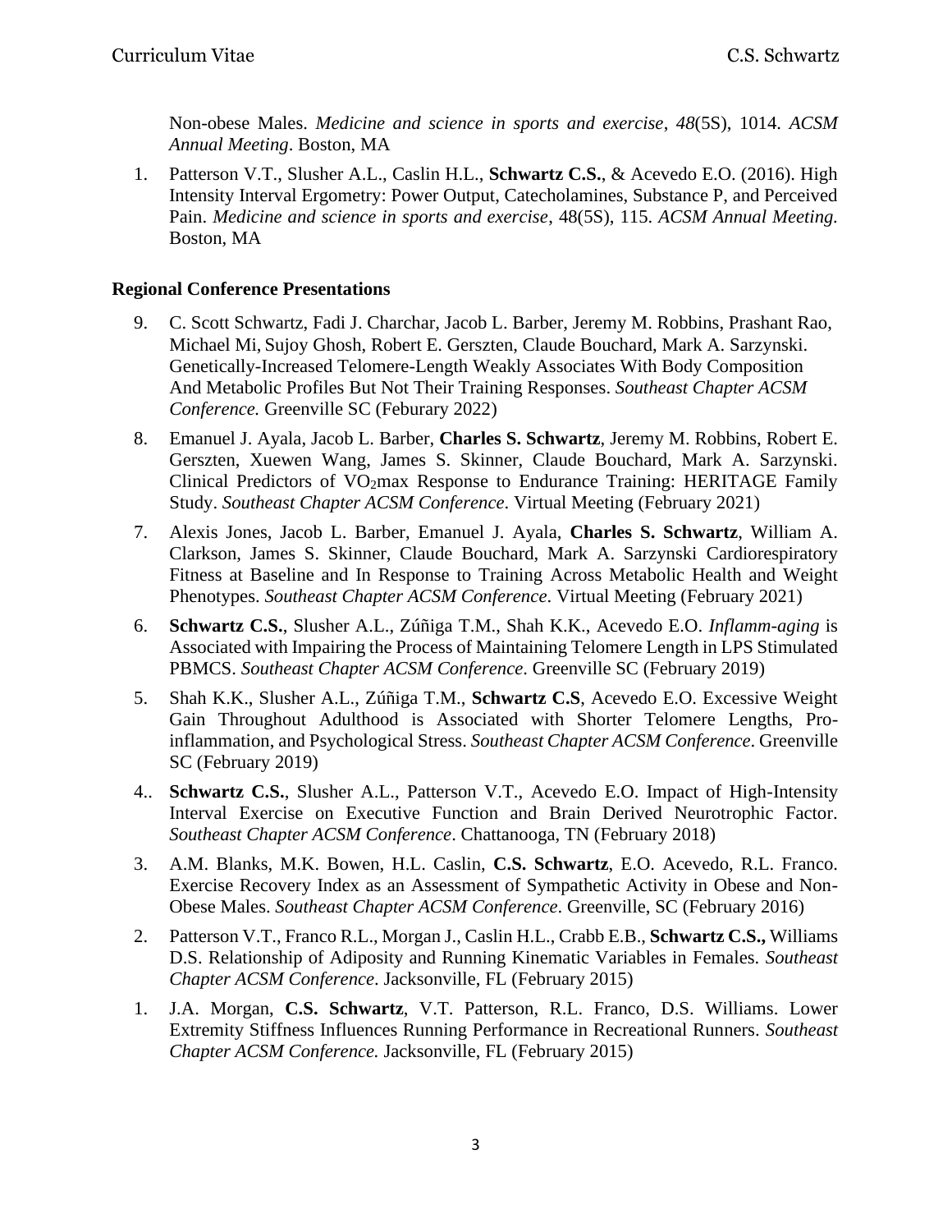Non-obese Males. *Medicine and science in sports and exercise*, *48*(5S), 1014. *ACSM Annual Meeting*. Boston, MA

1. Patterson V.T., Slusher A.L., Caslin H.L., **Schwartz C.S.**, & Acevedo E.O. (2016). High Intensity Interval Ergometry: Power Output, Catecholamines, Substance P, and Perceived Pain. *Medicine and science in sports and exercise*, 48(5S), 115. *ACSM Annual Meeting.* Boston, MA

**Regional Conference Presentations**

9. C. Scott Schwartz, Fadi J. Charchar, Jacob L. Barber, Jeremy M. Robbins, Prashant Rao, Michael Mi, Sujoy Ghosh, Robert E. Gerszten, Claude Bouchard, Mark A. Sarzynski. Genetically-Increased Telomere-Length Weakly Associates With Body Composition And Metabolic Profiles But Not Their Training Responses. *Southeast Chapter ACSM Conference.* Greenville SC (Feburary 2022)

8. Emanuel J. Ayala, Jacob L. Barber, **Charles S. Schwartz**, Jeremy M. Robbins, Robert E. Gerszten, Xuewen Wang, James S. Skinner, Claude Bouchard, Mark A. Sarzynski. Clinical Predictors of $VO_2$max Response to Endurance Training: HERITAGE Family Study. *Southeast Chapter ACSM Conference*. Virtual Meeting (February 2021)

7. Alexis Jones, Jacob L. Barber, Emanuel J. Ayala, **Charles S. Schwartz**, William A. Clarkson, James S. Skinner, Claude Bouchard, Mark A. Sarzynski Cardiorespiratory Fitness at Baseline and In Response to Training Across Metabolic Health and Weight Phenotypes. *Southeast Chapter ACSM Conference*. Virtual Meeting (February 2021)

6. **Schwartz C.S.**, Slusher A.L., Zúñiga T.M., Shah K.K., Acevedo E.O. *Inflamm-aging* is Associated with Impairing the Process of Maintaining Telomere Length in LPS Stimulated PBMCS. *Southeast Chapter ACSM Conference*. Greenville SC (February 2019)

5. Shah K.K., Slusher A.L., Zúñiga T.M., **Schwartz C.S**, Acevedo E.O. Excessive Weight Gain Throughout Adulthood is Associated with Shorter Telomere Lengths, Pro-inflammation, and Psychological Stress. *Southeast Chapter ACSM Conference*. Greenville SC (February 2019)

4.. **Schwartz C.S.**, Slusher A.L., Patterson V.T., Acevedo E.O. Impact of High-Intensity Interval Exercise on Executive Function and Brain Derived Neurotrophic Factor. *Southeast Chapter ACSM Conference*. Chattanooga, TN (February 2018)

3. A.M. Blanks, M.K. Bowen, H.L. Caslin, **C.S. Schwartz**, E.O. Acevedo, R.L. Franco. Exercise Recovery Index as an Assessment of Sympathetic Activity in Obese and Non-Obese Males. *Southeast Chapter ACSM Conference*. Greenville, SC (February 2016)

2. Patterson V.T., Franco R.L., Morgan J., Caslin H.L., Crabb E.B., **Schwartz C.S.,** Williams D.S. Relationship of Adiposity and Running Kinematic Variables in Females. *Southeast Chapter ACSM Conference*. Jacksonville, FL (February 2015)

1. J.A. Morgan, **C.S. Schwartz**, V.T. Patterson, R.L. Franco, D.S. Williams. Lower Extremity Stiffness Influences Running Performance in Recreational Runners. *Southeast Chapter ACSM Conference.* Jacksonville, FL (February 2015)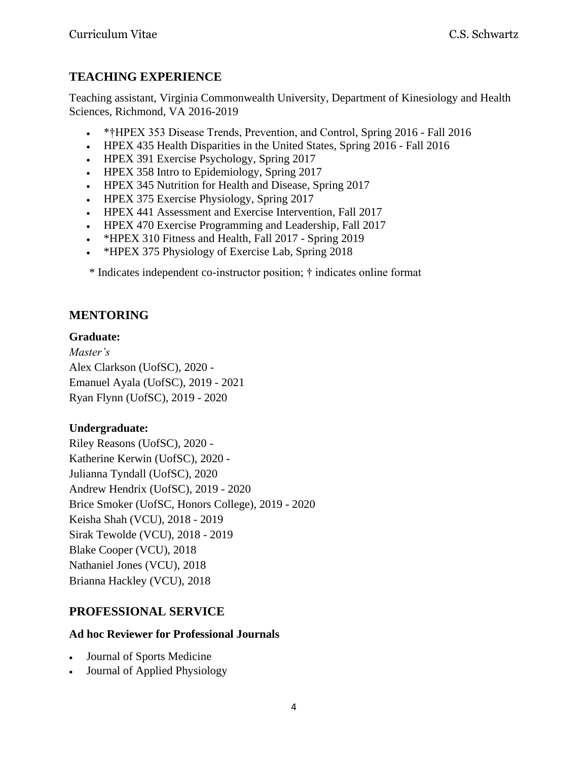## TEACHING EXPERIENCE

Teaching assistant, Virginia Commonwealth University, Department of Kinesiology and Health Sciences, Richmond, VA 2016-2019

- *†HPEX 353 Disease Trends, Prevention, and Control, Spring 2016 - Fall 2016
- HPEX 435 Health Disparities in the United States, Spring 2016 - Fall 2016
- HPEX 391 Exercise Psychology, Spring 2017
- HPEX 358 Intro to Epidemiology, Spring 2017
- HPEX 345 Nutrition for Health and Disease, Spring 2017
- HPEX 375 Exercise Physiology, Spring 2017
- HPEX 441 Assessment and Exercise Intervention, Fall 2017
- HPEX 470 Exercise Programming and Leadership, Fall 2017
- *HPEX 310 Fitness and Health, Fall 2017 - Spring 2019
- *HPEX 375 Physiology of Exercise Lab, Spring 2018

\* Indicates independent co-instructor position; † indicates online format

## MENTORING

**Graduate:**

*Master's*

Alex Clarkson (UofSC), 2020 -
Emanuel Ayala (UofSC), 2019 - 2021
Ryan Flynn (UofSC), 2019 - 2020

**Undergraduate:**

Riley Reasons (UofSC), 2020 -
Katherine Kerwin (UofSC), 2020 -
Julianna Tyndall (UofSC), 2020
Andrew Hendrix (UofSC), 2019 - 2020
Brice Smoker (UofSC, Honors College), 2019 - 2020
Keisha Shah (VCU), 2018 - 2019
Sirak Tewolde (VCU), 2018 - 2019
Blake Cooper (VCU), 2018
Nathaniel Jones (VCU), 2018
Brianna Hackley (VCU), 2018

## PROFESSIONAL SERVICE

**Ad hoc Reviewer for Professional Journals**

- Journal of Sports Medicine
- Journal of Applied Physiology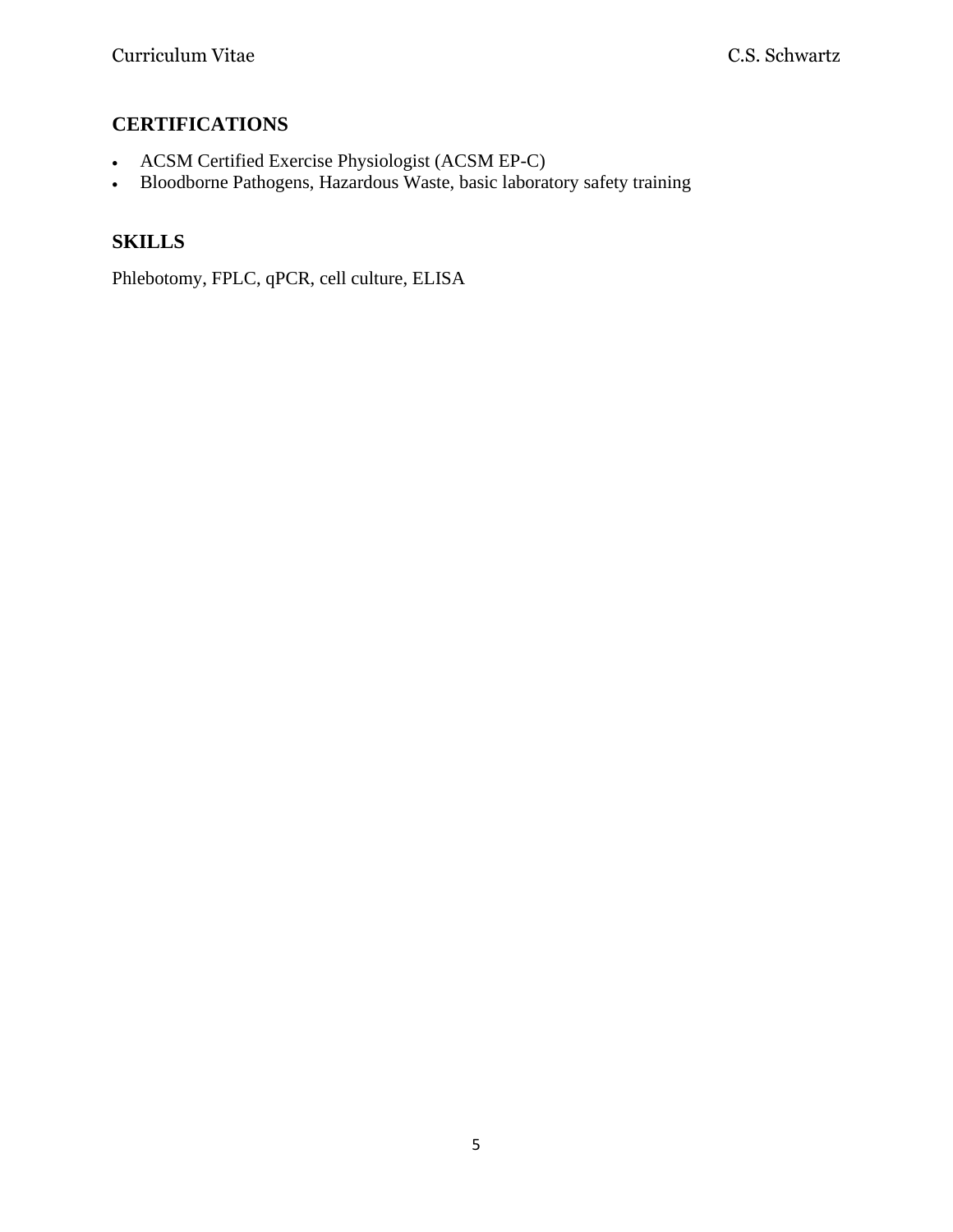## CERTIFICATIONS

- ACSM Certified Exercise Physiologist (ACSM EP-C)
- Bloodborne Pathogens, Hazardous Waste, basic laboratory safety training

## SKILLS

Phlebotomy, FPLC, qPCR, cell culture, ELISA